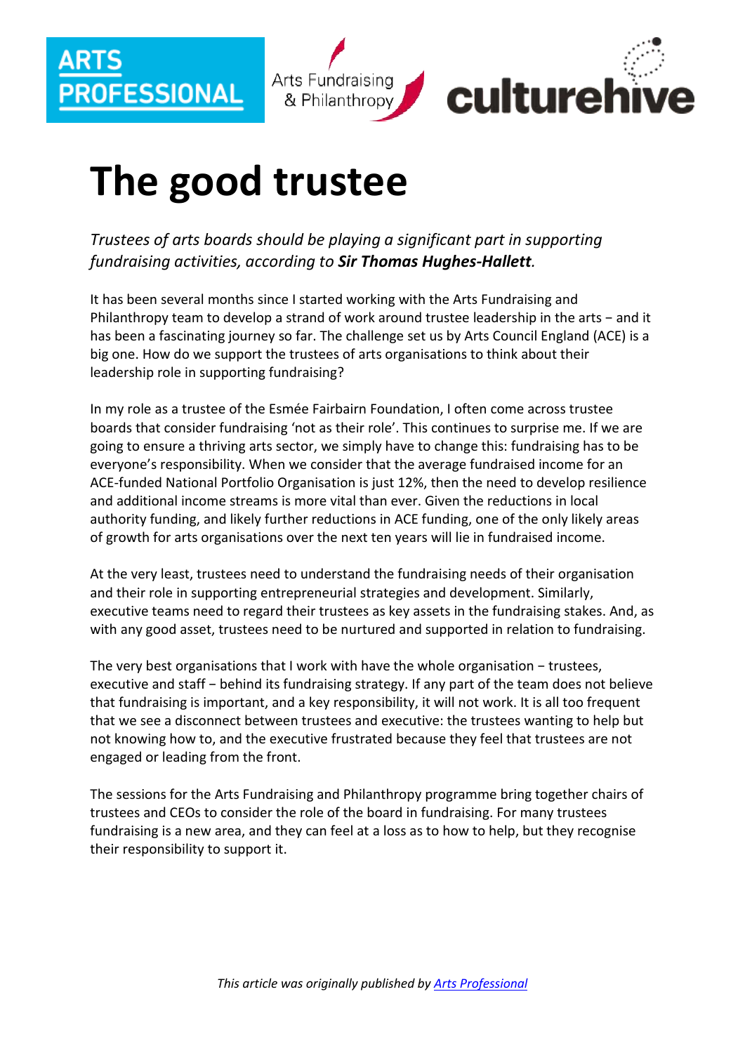# The good trustee

*Trustees of arts boards should be playing a significant part in supporting fundraising activities, according to **Sir Thomas Hughes-Hallett**.*

It has been several months since I started working with the Arts Fundraising and Philanthropy team to develop a strand of work around trustee leadership in the arts – and it has been a fascinating journey so far. The challenge set us by Arts Council England (ACE) is a big one. How do we support the trustees of arts organisations to think about their leadership role in supporting fundraising?

In my role as a trustee of the Esmée Fairbairn Foundation, I often come across trustee boards that consider fundraising 'not as their role'. This continues to surprise me. If we are going to ensure a thriving arts sector, we simply have to change this: fundraising has to be everyone's responsibility. When we consider that the average fundraised income for an ACE-funded National Portfolio Organisation is just 12%, then the need to develop resilience and additional income streams is more vital than ever. Given the reductions in local authority funding, and likely further reductions in ACE funding, one of the only likely areas of growth for arts organisations over the next ten years will lie in fundraised income.

At the very least, trustees need to understand the fundraising needs of their organisation and their role in supporting entrepreneurial strategies and development. Similarly, executive teams need to regard their trustees as key assets in the fundraising stakes. And, as with any good asset, trustees need to be nurtured and supported in relation to fundraising.

The very best organisations that I work with have the whole organisation – trustees, executive and staff – behind its fundraising strategy. If any part of the team does not believe that fundraising is important, and a key responsibility, it will not work. It is all too frequent that we see a disconnect between trustees and executive: the trustees wanting to help but not knowing how to, and the executive frustrated because they feel that trustees are not engaged or leading from the front.

The sessions for the Arts Fundraising and Philanthropy programme bring together chairs of trustees and CEOs to consider the role of the board in fundraising. For many trustees fundraising is a new area, and they can feel at a loss as to how to help, but they recognise their responsibility to support it.

*This article was originally published by Arts Professional*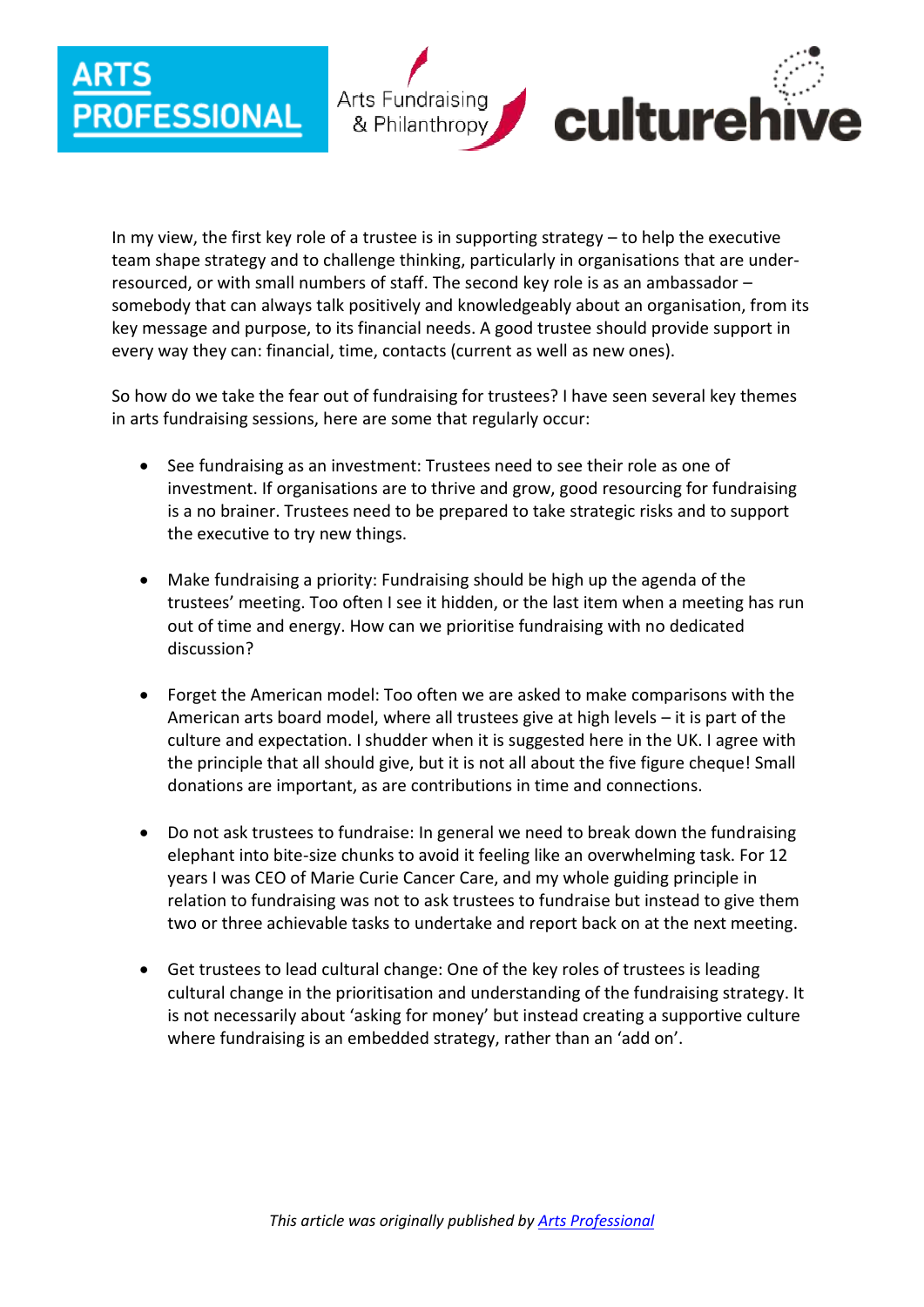In my view, the first key role of a trustee is in supporting strategy – to help the executive team shape strategy and to challenge thinking, particularly in organisations that are under-resourced, or with small numbers of staff. The second key role is as an ambassador – somebody that can always talk positively and knowledgeably about an organisation, from its key message and purpose, to its financial needs. A good trustee should provide support in every way they can: financial, time, contacts (current as well as new ones).

So how do we take the fear out of fundraising for trustees? I have seen several key themes in arts fundraising sessions, here are some that regularly occur:

- See fundraising as an investment: Trustees need to see their role as one of investment. If organisations are to thrive and grow, good resourcing for fundraising is a no brainer. Trustees need to be prepared to take strategic risks and to support the executive to try new things.

- Make fundraising a priority: Fundraising should be high up the agenda of the trustees' meeting. Too often I see it hidden, or the last item when a meeting has run out of time and energy. How can we prioritise fundraising with no dedicated discussion?

- Forget the American model: Too often we are asked to make comparisons with the American arts board model, where all trustees give at high levels – it is part of the culture and expectation. I shudder when it is suggested here in the UK. I agree with the principle that all should give, but it is not all about the five figure cheque! Small donations are important, as are contributions in time and connections.

- Do not ask trustees to fundraise: In general we need to break down the fundraising elephant into bite-size chunks to avoid it feeling like an overwhelming task. For 12 years I was CEO of Marie Curie Cancer Care, and my whole guiding principle in relation to fundraising was not to ask trustees to fundraise but instead to give them two or three achievable tasks to undertake and report back on at the next meeting.

- Get trustees to lead cultural change: One of the key roles of trustees is leading cultural change in the prioritisation and understanding of the fundraising strategy. It is not necessarily about 'asking for money' but instead creating a supportive culture where fundraising is an embedded strategy, rather than an 'add on'.

*This article was originally published by [Arts Professional]()*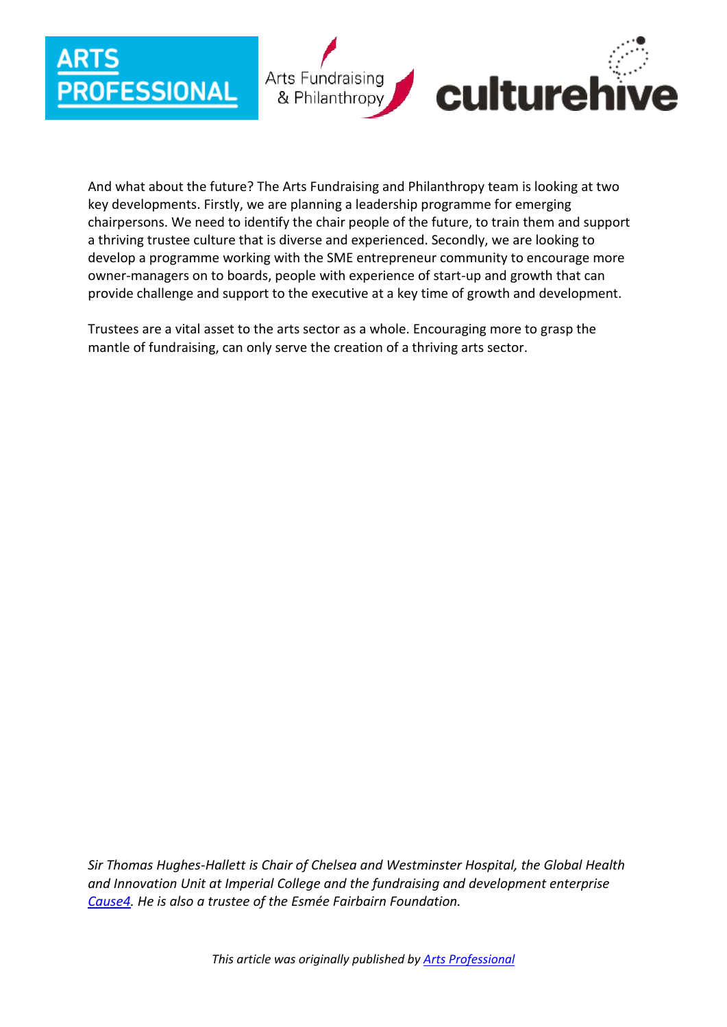And what about the future? The Arts Fundraising and Philanthropy team is looking at two key developments. Firstly, we are planning a leadership programme for emerging chairpersons. We need to identify the chair people of the future, to train them and support a thriving trustee culture that is diverse and experienced. Secondly, we are looking to develop a programme working with the SME entrepreneur community to encourage more owner-managers on to boards, people with experience of start-up and growth that can provide challenge and support to the executive at a key time of growth and development.

Trustees are a vital asset to the arts sector as a whole. Encouraging more to grasp the mantle of fundraising, can only serve the creation of a thriving arts sector.

*Sir Thomas Hughes-Hallett is Chair of Chelsea and Westminster Hospital, the Global Health and Innovation Unit at Imperial College and the fundraising and development enterprise [Cause4](). He is also a trustee of the Esmée Fairbairn Foundation.*

*This article was originally published by [Arts Professional]()*